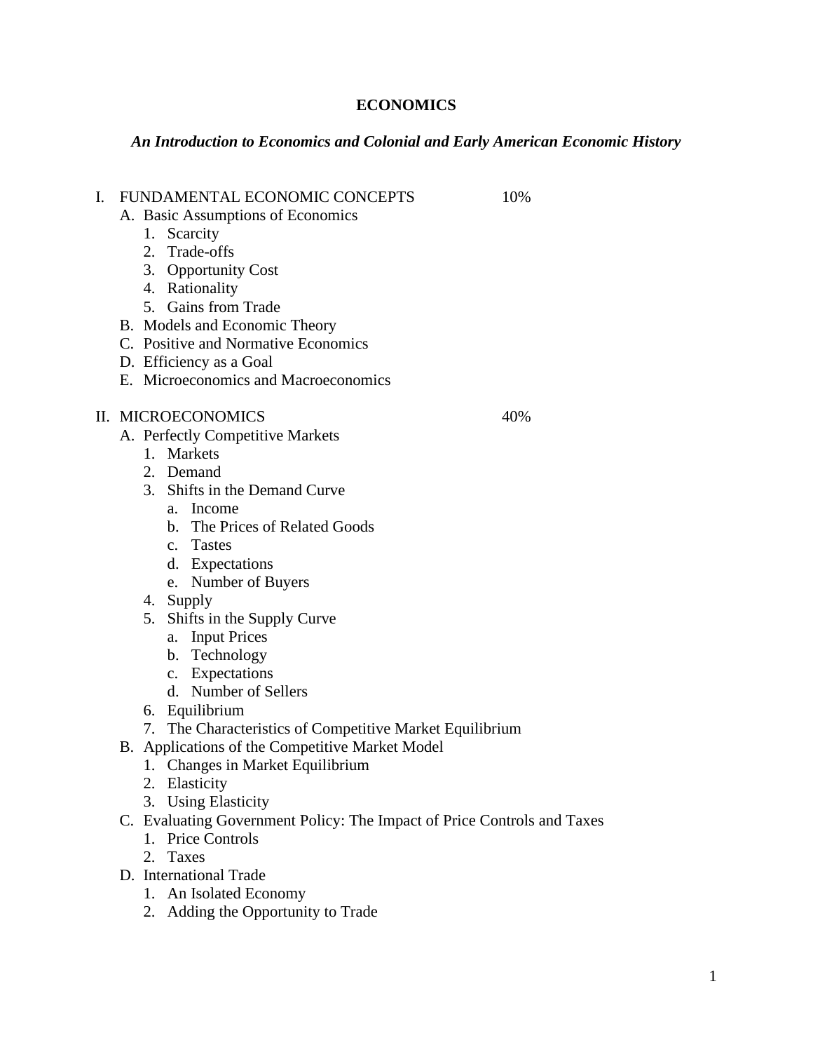# ECONOMICS

## *An Introduction to Economics and Colonial and Early American Economic History*

I. FUNDAMENTAL ECONOMIC CONCEPTS 10%
   A. Basic Assumptions of Economics
      1. Scarcity
      2. Trade-offs
      3. Opportunity Cost
      4. Rationality
      5. Gains from Trade
   B. Models and Economic Theory
   C. Positive and Normative Economics
   D. Efficiency as a Goal
   E. Microeconomics and Macroeconomics

II. MICROECONOMICS 40%
   A. Perfectly Competitive Markets
      1. Markets
      2. Demand
      3. Shifts in the Demand Curve
         a. Income
         b. The Prices of Related Goods
         c. Tastes
         d. Expectations
         e. Number of Buyers
      4. Supply
      5. Shifts in the Supply Curve
         a. Input Prices
         b. Technology
         c. Expectations
         d. Number of Sellers
      6. Equilibrium
      7. The Characteristics of Competitive Market Equilibrium
   B. Applications of the Competitive Market Model
      1. Changes in Market Equilibrium
      2. Elasticity
      3. Using Elasticity
   C. Evaluating Government Policy: The Impact of Price Controls and Taxes
      1. Price Controls
      2. Taxes
   D. International Trade
      1. An Isolated Economy
      2. Adding the Opportunity to Trade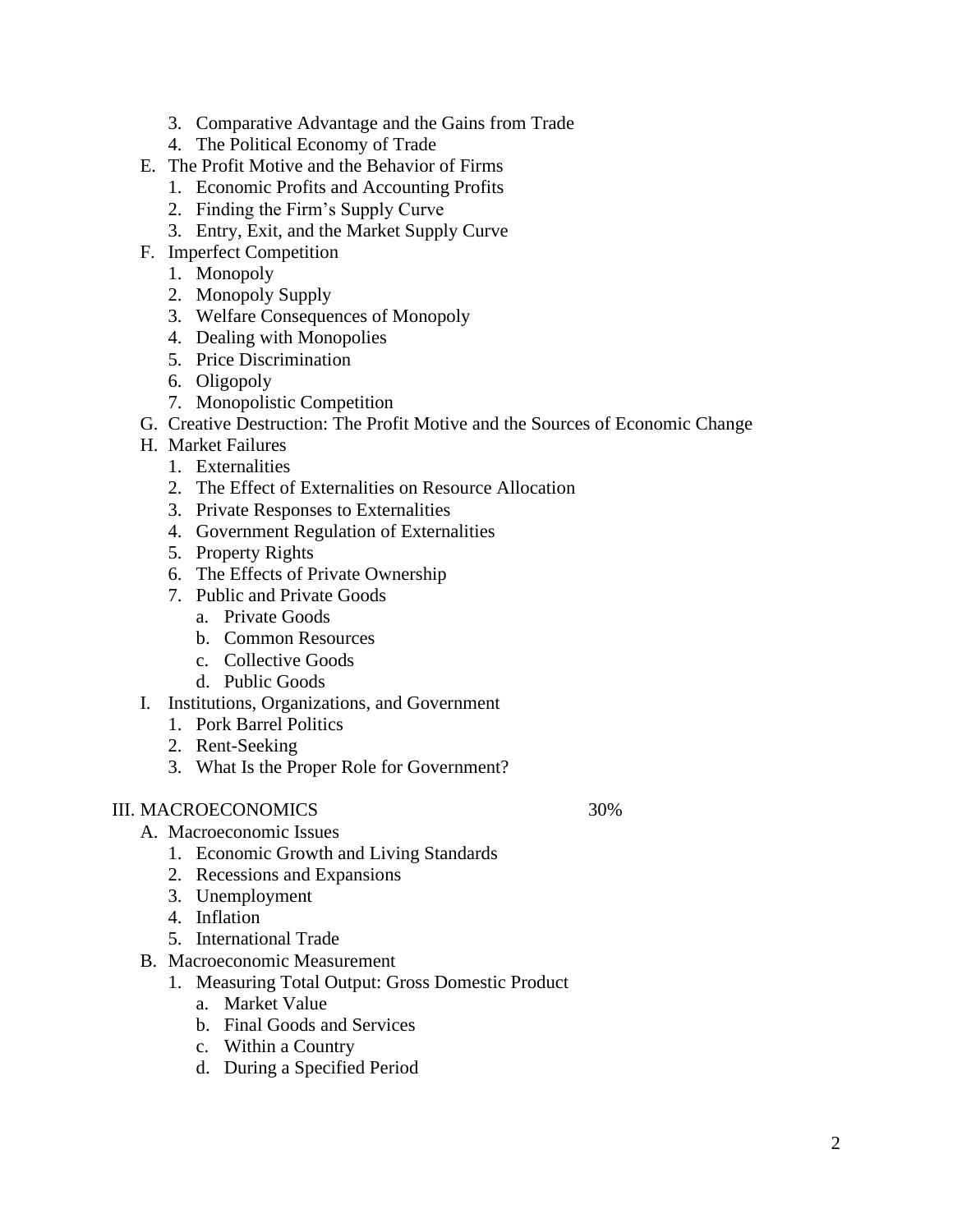3. Comparative Advantage and the Gains from Trade
   4. The Political Economy of Trade
- E. The Profit Motive and the Behavior of Firms
   1. Economic Profits and Accounting Profits
   2. Finding the Firm's Supply Curve
   3. Entry, Exit, and the Market Supply Curve
- F. Imperfect Competition
   1. Monopoly
   2. Monopoly Supply
   3. Welfare Consequences of Monopoly
   4. Dealing with Monopolies
   5. Price Discrimination
   6. Oligopoly
   7. Monopolistic Competition
- G. Creative Destruction: The Profit Motive and the Sources of Economic Change
- H. Market Failures
   1. Externalities
   2. The Effect of Externalities on Resource Allocation
   3. Private Responses to Externalities
   4. Government Regulation of Externalities
   5. Property Rights
   6. The Effects of Private Ownership
   7. Public and Private Goods
      - a. Private Goods
      - b. Common Resources
      - c. Collective Goods
      - d. Public Goods
- I. Institutions, Organizations, and Government
   1. Pork Barrel Politics
   2. Rent-Seeking
   3. What Is the Proper Role for Government?

III. MACROECONOMICS 30%

- A. Macroeconomic Issues
   1. Economic Growth and Living Standards
   2. Recessions and Expansions
   3. Unemployment
   4. Inflation
   5. International Trade
- B. Macroeconomic Measurement
   1. Measuring Total Output: Gross Domestic Product
      - a. Market Value
      - b. Final Goods and Services
      - c. Within a Country
      - d. During a Specified Period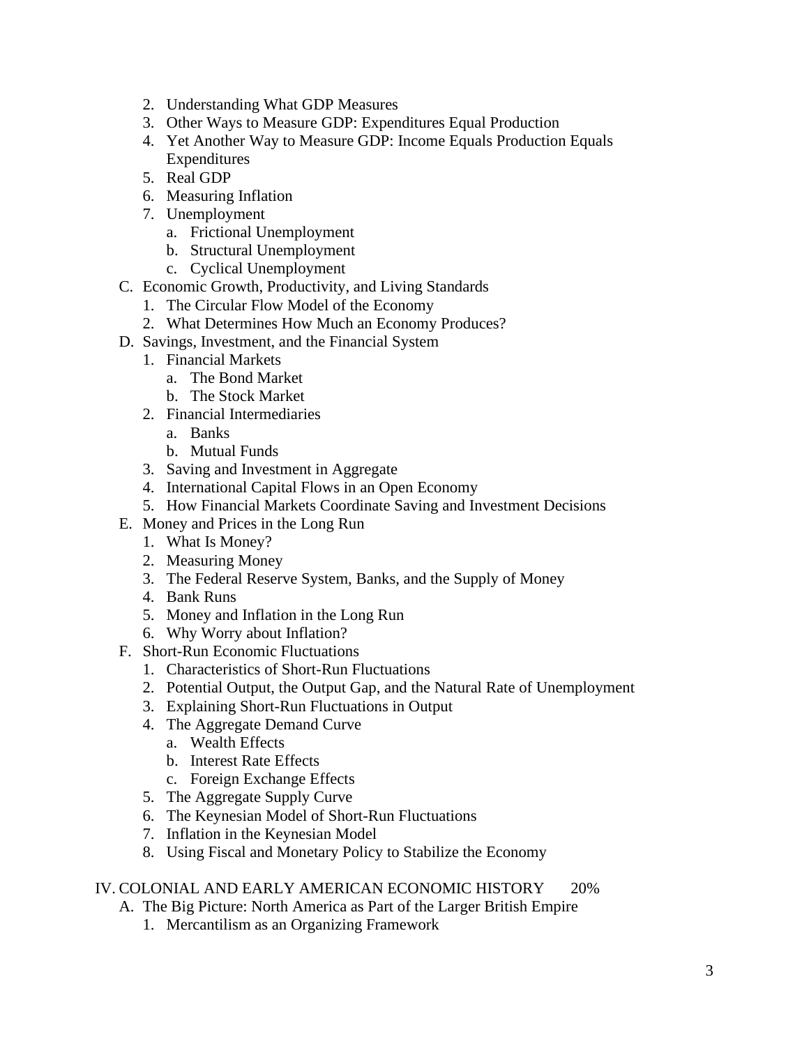2. Understanding What GDP Measures
   3. Other Ways to Measure GDP: Expenditures Equal Production
   4. Yet Another Way to Measure GDP: Income Equals Production Equals Expenditures
   5. Real GDP
   6. Measuring Inflation
   7. Unemployment
      a. Frictional Unemployment
      b. Structural Unemployment
      c. Cyclical Unemployment
- C. Economic Growth, Productivity, and Living Standards
   1. The Circular Flow Model of the Economy
   2. What Determines How Much an Economy Produces?
- D. Savings, Investment, and the Financial System
   1. Financial Markets
      a. The Bond Market
      b. The Stock Market
   2. Financial Intermediaries
      a. Banks
      b. Mutual Funds
   3. Saving and Investment in Aggregate
   4. International Capital Flows in an Open Economy
   5. How Financial Markets Coordinate Saving and Investment Decisions
- E. Money and Prices in the Long Run
   1. What Is Money?
   2. Measuring Money
   3. The Federal Reserve System, Banks, and the Supply of Money
   4. Bank Runs
   5. Money and Inflation in the Long Run
   6. Why Worry about Inflation?
- F. Short-Run Economic Fluctuations
   1. Characteristics of Short-Run Fluctuations
   2. Potential Output, the Output Gap, and the Natural Rate of Unemployment
   3. Explaining Short-Run Fluctuations in Output
   4. The Aggregate Demand Curve
      a. Wealth Effects
      b. Interest Rate Effects
      c. Foreign Exchange Effects
   5. The Aggregate Supply Curve
   6. The Keynesian Model of Short-Run Fluctuations
   7. Inflation in the Keynesian Model
   8. Using Fiscal and Monetary Policy to Stabilize the Economy

IV. COLONIAL AND EARLY AMERICAN ECONOMIC HISTORY 20%
- A. The Big Picture: North America as Part of the Larger British Empire
   1. Mercantilism as an Organizing Framework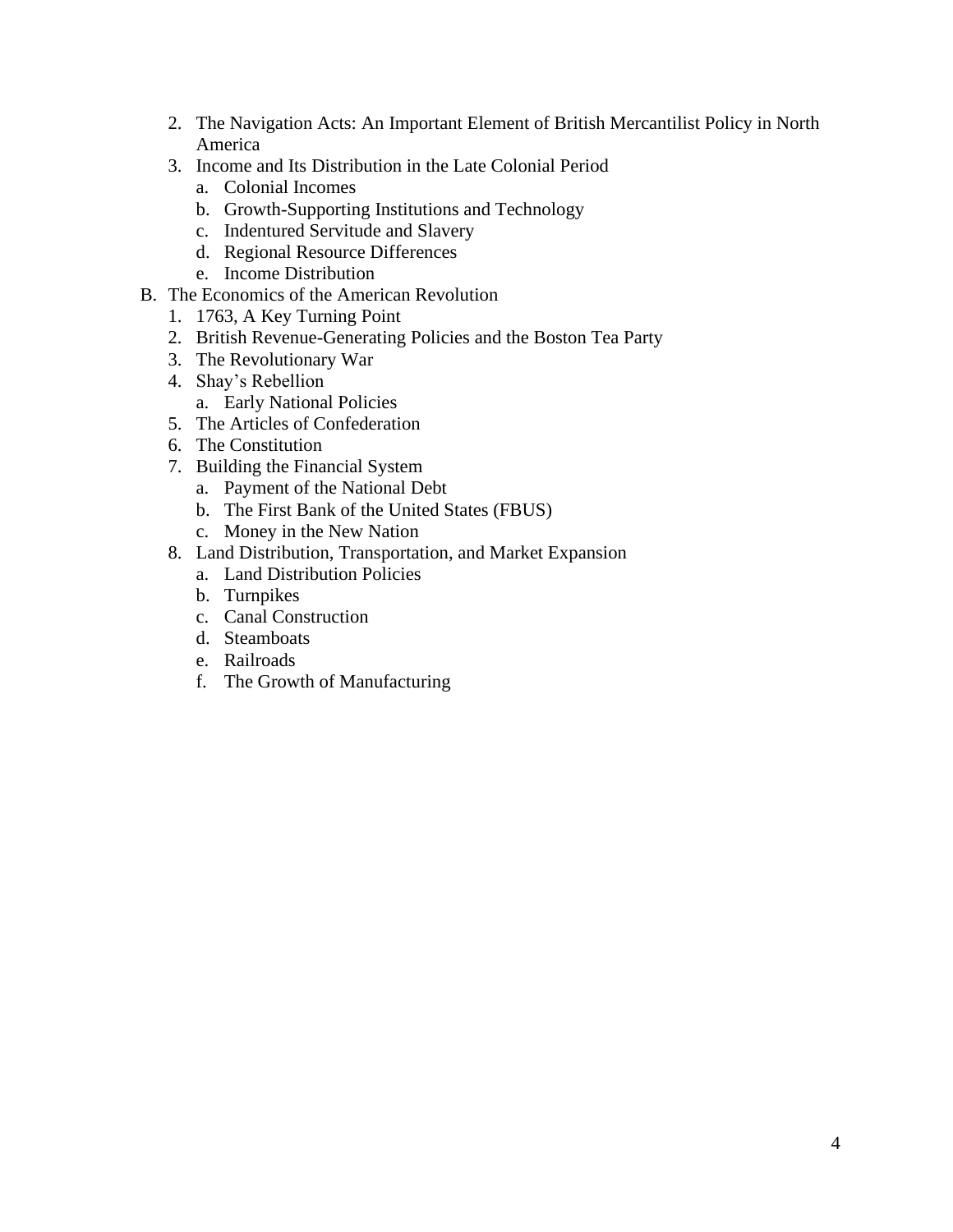2. The Navigation Acts: An Important Element of British Mercantilist Policy in North America
3. Income and Its Distribution in the Late Colonial Period
   a. Colonial Incomes
   b. Growth-Supporting Institutions and Technology
   c. Indentured Servitude and Slavery
   d. Regional Resource Differences
   e. Income Distribution

B. The Economics of the American Revolution
1. 1763, A Key Turning Point
2. British Revenue-Generating Policies and the Boston Tea Party
3. The Revolutionary War
4. Shay's Rebellion
   a. Early National Policies
5. The Articles of Confederation
6. The Constitution
7. Building the Financial System
   a. Payment of the National Debt
   b. The First Bank of the United States (FBUS)
   c. Money in the New Nation
8. Land Distribution, Transportation, and Market Expansion
   a. Land Distribution Policies
   b. Turnpikes
   c. Canal Construction
   d. Steamboats
   e. Railroads
   f. The Growth of Manufacturing